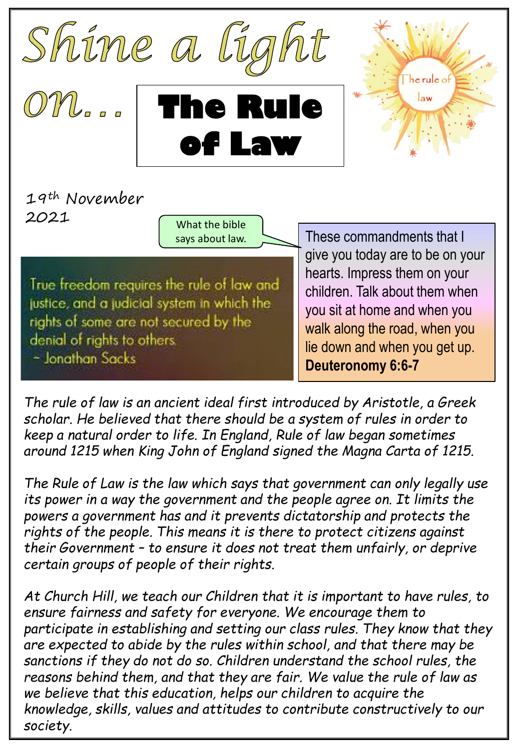# Shine a light on… The Rule of Law

The rule of law

19th November 2021

What the bible says about law.

True freedom requires the rule of law and justice, and a judicial system in which the rights of some are not secured by the denial of rights to others.
- Jonathan Sacks

These commandments that I give you today are to be on your hearts. Impress them on your children. Talk about them when you sit at home and when you walk along the road, when you lie down and when you get up. **Deuteronomy 6:6-7**

*The rule of law is an ancient ideal first introduced by Aristotle, a Greek scholar. He believed that there should be a system of rules in order to keep a natural order to life. In England, Rule of law began sometimes around 1215 when King John of England signed the Magna Carta of 1215.*

*The Rule of Law is the law which says that government can only legally use its power in a way the government and the people agree on. It limits the powers a government has and it prevents dictatorship and protects the rights of the people. This means it is there to protect citizens against their Government – to ensure it does not treat them unfairly, or deprive certain groups of people of their rights.*

*At Church Hill, we teach our Children that it is important to have rules, to ensure fairness and safety for everyone. We encourage them to participate in establishing and setting our class rules. They know that they are expected to abide by the rules within school, and that there may be sanctions if they do not do so. Children understand the school rules, the reasons behind them, and that they are fair. We value the rule of law as we believe that this education, helps our children to acquire the knowledge, skills, values and attitudes to contribute constructively to our society.*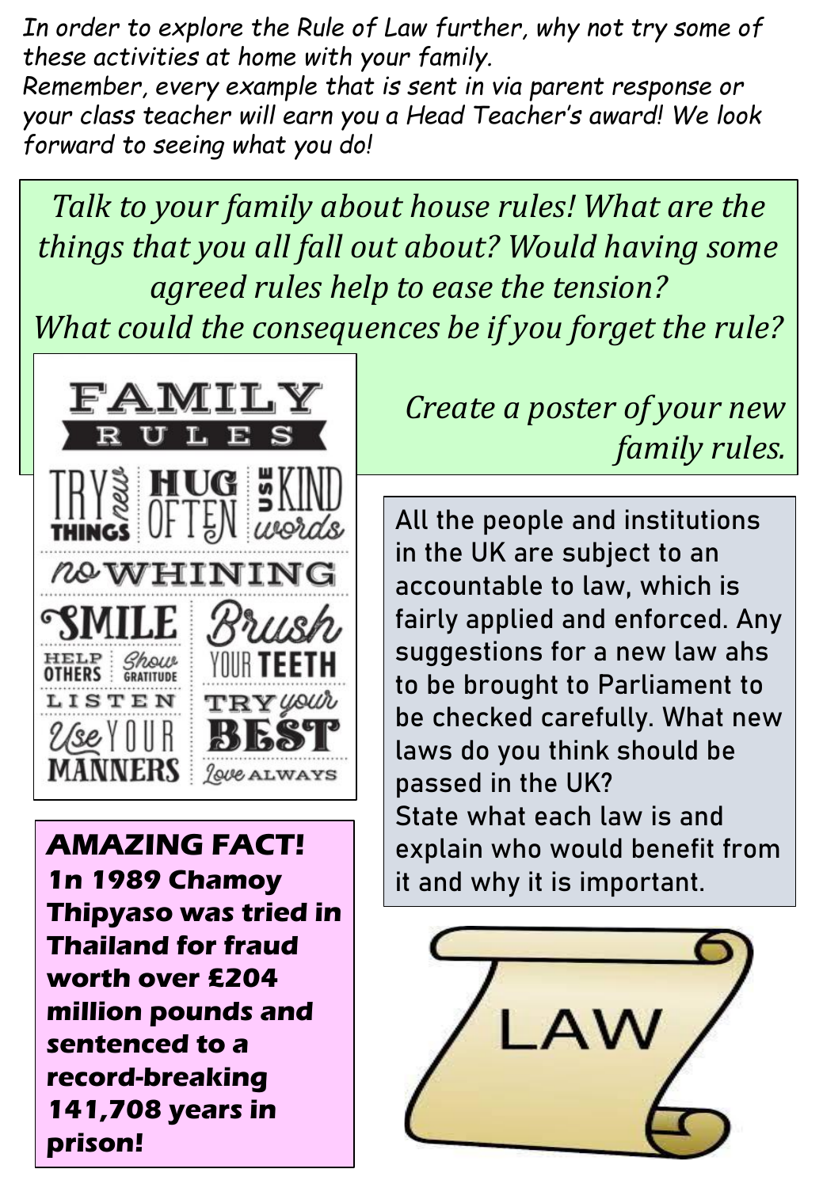*In order to explore the Rule of Law further, why not try some of these activities at home with your family.*
*Remember, every example that is sent in via parent response or your class teacher will earn you a Head Teacher's award! We look forward to seeing what you do!*

*Talk to your family about house rules! What are the things that you all fall out about? Would having some agreed rules help to ease the tension?*
*What could the consequences be if you forget the rule?*

*Create a poster of your new family rules.*

All the people and institutions in the UK are subject to an accountable to law, which is fairly applied and enforced. Any suggestions for a new law ahs to be brought to Parliament to be checked carefully. What new laws do you think should be passed in the UK?
State what each law is and explain who would benefit from it and why it is important.

**AMAZING FACT!**
**1n 1989 Chamoy Thipyaso was tried in Thailand for fraud worth over £204 million pounds and sentenced to a record-breaking 141,708 years in prison!**